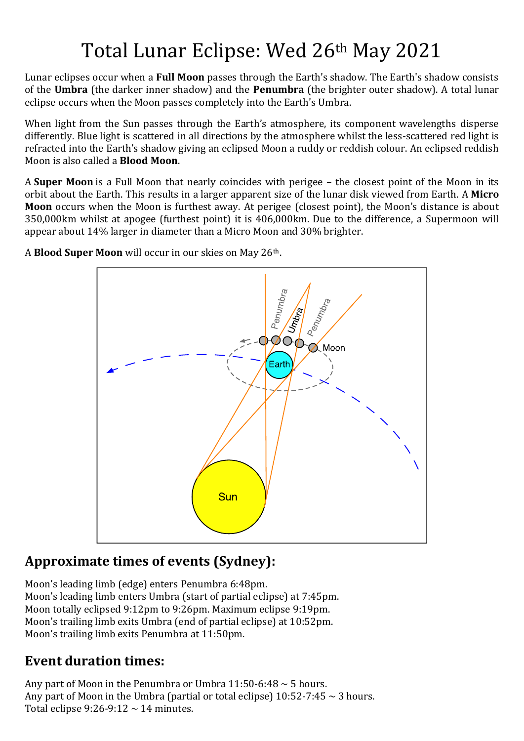# Total Lunar Eclipse: Wed 26th May 2021

Lunar eclipses occur when a **Full Moon** passes through the Earth's shadow. The Earth's shadow consists of the **Umbra** (the darker inner shadow) and the **Penumbra** (the brighter outer shadow). A total lunar eclipse occurs when the Moon passes completely into the Earth's Umbra.

When light from the Sun passes through the Earth's atmosphere, its component wavelengths disperse differently. Blue light is scattered in all directions by the atmosphere whilst the less-scattered red light is refracted into the Earth's shadow giving an eclipsed Moon a ruddy or reddish colour. An eclipsed reddish Moon is also called a **Blood Moon**.

A **Super Moon** is a Full Moon that nearly coincides with perigee – the closest point of the Moon in its orbit about the Earth. This results in a larger apparent size of the lunar disk viewed from Earth. A **Micro Moon** occurs when the Moon is furthest away. At perigee (closest point), the Moon's distance is about 350,000km whilst at apogee (furthest point) it is 406,000km. Due to the difference, a Supermoon will appear about 14% larger in diameter than a Micro Moon and 30% brighter.

A **Blood Super Moon** will occur in our skies on May 26th.

Penumbra
Umbra
Penumbra
Moon
Earth
Sun

## Approximate times of events (Sydney):

Moon's leading limb (edge) enters Penumbra 6:48pm.
Moon's leading limb enters Umbra (start of partial eclipse) at 7:45pm.
Moon totally eclipsed 9:12pm to 9:26pm. Maximum eclipse 9:19pm.
Moon's trailing limb exits Umbra (end of partial eclipse) at 10:52pm.
Moon's trailing limb exits Penumbra at 11:50pm.

## Event duration times:

Any part of Moon in the Penumbra or Umbra 11:50-6:48 ~ 5 hours.
Any part of Moon in the Umbra (partial or total eclipse) 10:52-7:45 ~ 3 hours.
Total eclipse 9:26-9:12 ~ 14 minutes.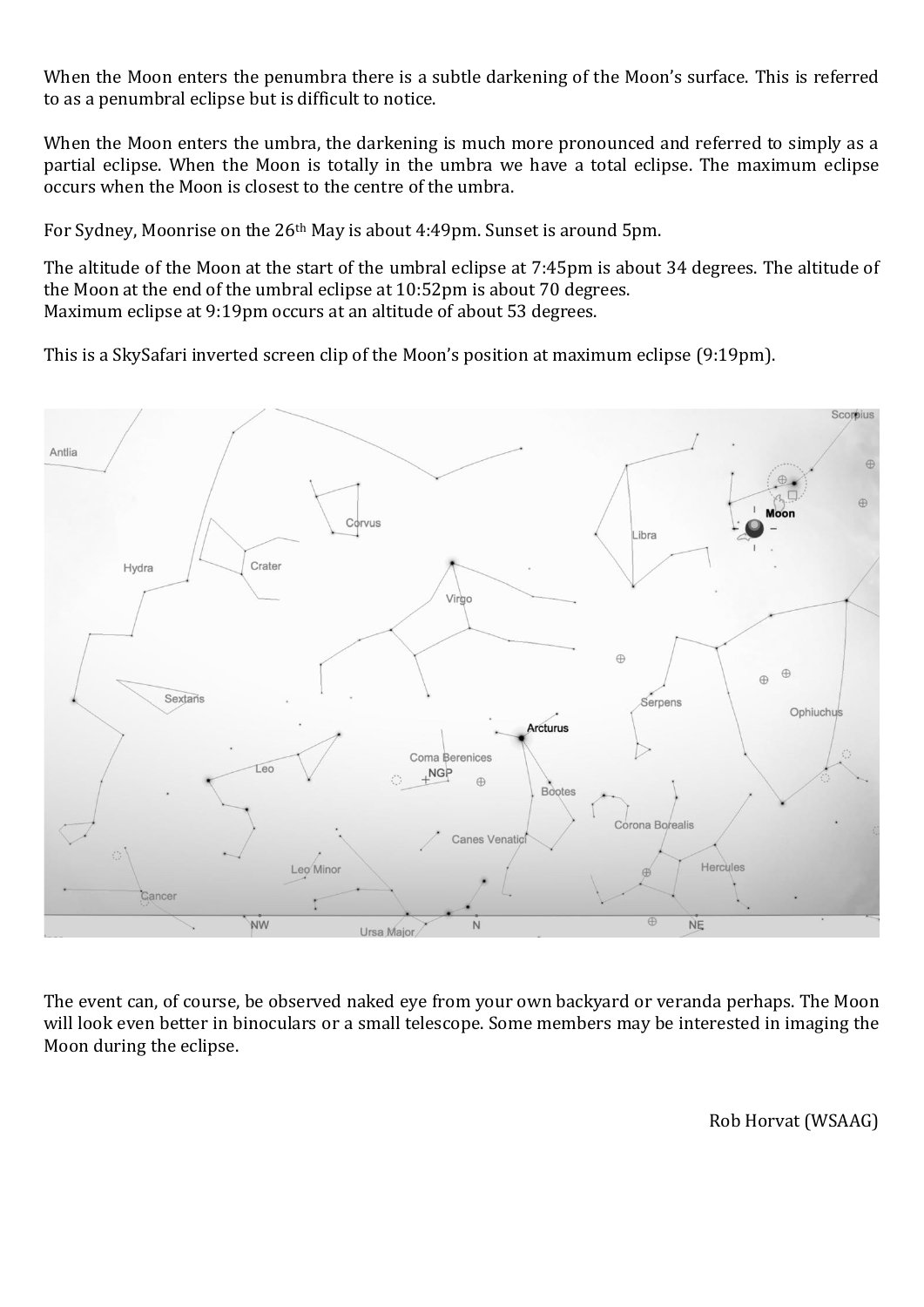When the Moon enters the penumbra there is a subtle darkening of the Moon's surface. This is referred to as a penumbral eclipse but is difficult to notice.

When the Moon enters the umbra, the darkening is much more pronounced and referred to simply as a partial eclipse. When the Moon is totally in the umbra we have a total eclipse. The maximum eclipse occurs when the Moon is closest to the centre of the umbra.

For Sydney, Moonrise on the 26th May is about 4:49pm. Sunset is around 5pm.

The altitude of the Moon at the start of the umbral eclipse at 7:45pm is about 34 degrees. The altitude of the Moon at the end of the umbral eclipse at 10:52pm is about 70 degrees.
Maximum eclipse at 9:19pm occurs at an altitude of about 53 degrees.

This is a SkySafari inverted screen clip of the Moon's position at maximum eclipse (9:19pm).

Scorpius
Antlia
Corvus
Libra
Moon
Hydra
Crater
Virgo
Sextans
Serpens
Ophiuchus
Arcturus
Coma Berenices
NGP
Leo
Bootes
Corona Borealis
Canes Venatici
Leo Minor
Hercules
Cancer
NW
Ursa Major
N
NE

The event can, of course, be observed naked eye from your own backyard or veranda perhaps. The Moon will look even better in binoculars or a small telescope. Some members may be interested in imaging the Moon during the eclipse.

Rob Horvat (WSAAG)